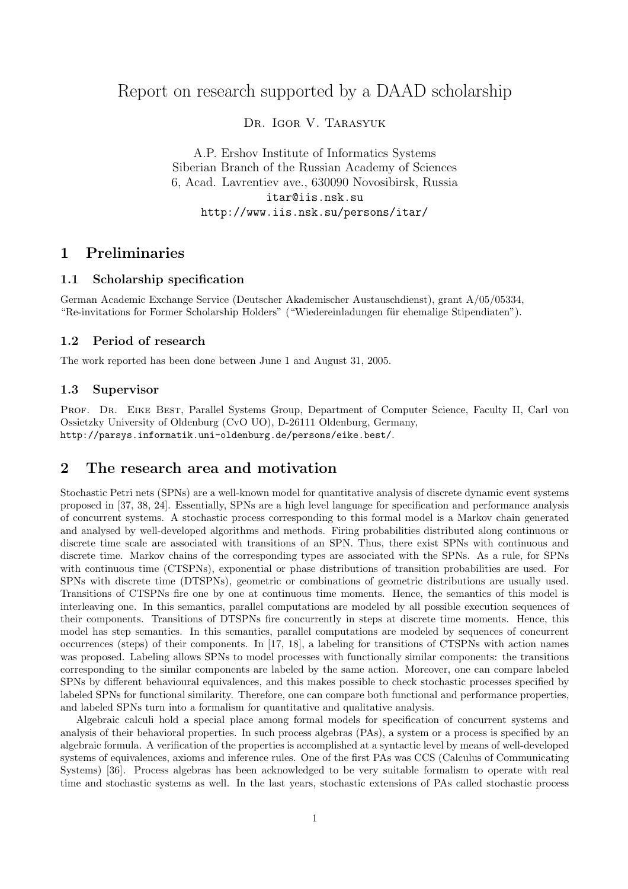# Report on research supported by a DAAD scholarship

Dr. Igor V. Tarasyuk

A.P. Ershov Institute of Informatics Systems
Siberian Branch of the Russian Academy of Sciences
6, Acad. Lavrentiev ave., 630090 Novosibirsk, Russia
itar@iis.nsk.su
http://www.iis.nsk.su/persons/itar/

## 1 Preliminaries

### 1.1 Scholarship specification

German Academic Exchange Service (Deutscher Akademischer Austauschdienst), grant A/05/05334, "Re-invitations for Former Scholarship Holders" ("Wiedereinladungen für ehemalige Stipendiaten").

### 1.2 Period of research

The work reported has been done between June 1 and August 31, 2005.

### 1.3 Supervisor

Prof. Dr. Eike Best, Parallel Systems Group, Department of Computer Science, Faculty II, Carl von Ossietzky University of Oldenburg (CvO UO), D-26111 Oldenburg, Germany, http://parsys.informatik.uni-oldenburg.de/persons/eike.best/.

## 2 The research area and motivation

Stochastic Petri nets (SPNs) are a well-known model for quantitative analysis of discrete dynamic event systems proposed in [37, 38, 24]. Essentially, SPNs are a high level language for specification and performance analysis of concurrent systems. A stochastic process corresponding to this formal model is a Markov chain generated and analysed by well-developed algorithms and methods. Firing probabilities distributed along continuous or discrete time scale are associated with transitions of an SPN. Thus, there exist SPNs with continuous and discrete time. Markov chains of the corresponding types are associated with the SPNs. As a rule, for SPNs with continuous time (CTSPNs), exponential or phase distributions of transition probabilities are used. For SPNs with discrete time (DTSPNs), geometric or combinations of geometric distributions are usually used. Transitions of CTSPNs fire one by one at continuous time moments. Hence, the semantics of this model is interleaving one. In this semantics, parallel computations are modeled by all possible execution sequences of their components. Transitions of DTSPNs fire concurrently in steps at discrete time moments. Hence, this model has step semantics. In this semantics, parallel computations are modeled by sequences of concurrent occurrences (steps) of their components. In [17, 18], a labeling for transitions of CTSPNs with action names was proposed. Labeling allows SPNs to model processes with functionally similar components: the transitions corresponding to the similar components are labeled by the same action. Moreover, one can compare labeled SPNs by different behavioural equivalences, and this makes possible to check stochastic processes specified by labeled SPNs for functional similarity. Therefore, one can compare both functional and performance properties, and labeled SPNs turn into a formalism for quantitative and qualitative analysis.

Algebraic calculi hold a special place among formal models for specification of concurrent systems and analysis of their behavioral properties. In such process algebras (PAs), a system or a process is specified by an algebraic formula. A verification of the properties is accomplished at a syntactic level by means of well-developed systems of equivalences, axioms and inference rules. One of the first PAs was CCS (Calculus of Communicating Systems) [36]. Process algebras has been acknowledged to be very suitable formalism to operate with real time and stochastic systems as well. In the last years, stochastic extensions of PAs called stochastic process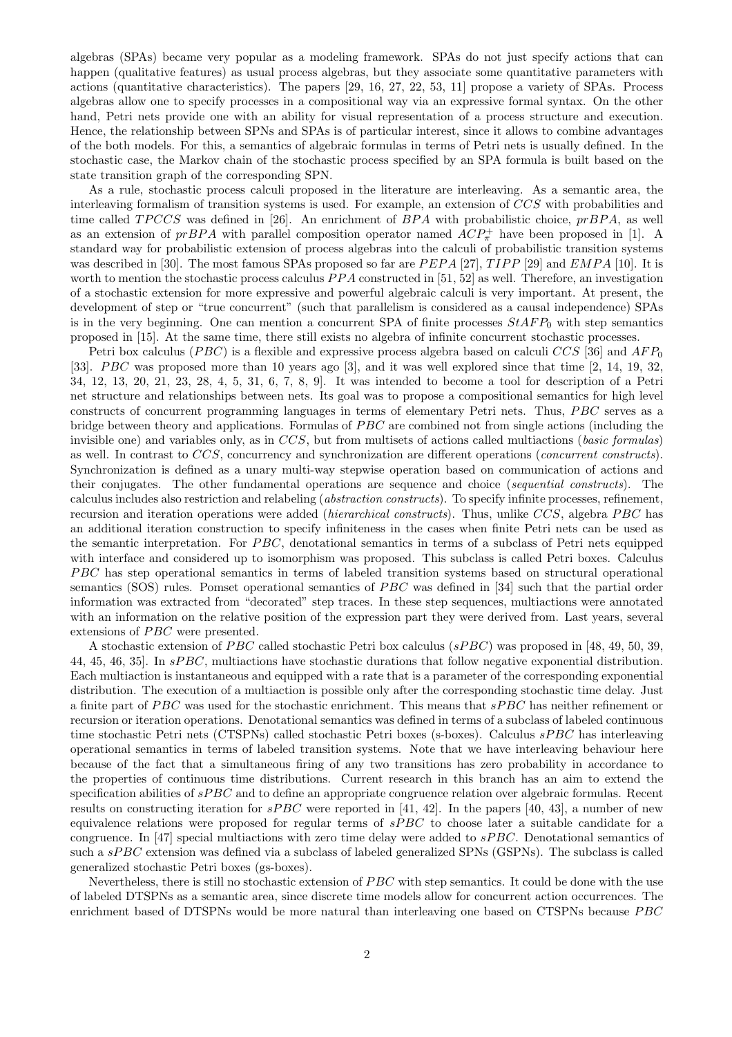algebras (SPAs) became very popular as a modeling framework. SPAs do not just specify actions that can happen (qualitative features) as usual process algebras, but they associate some quantitative parameters with actions (quantitative characteristics). The papers [29, 16, 27, 22, 53, 11] propose a variety of SPAs. Process algebras allow one to specify processes in a compositional way via an expressive formal syntax. On the other hand, Petri nets provide one with an ability for visual representation of a process structure and execution. Hence, the relationship between SPNs and SPAs is of particular interest, since it allows to combine advantages of the both models. For this, a semantics of algebraic formulas in terms of Petri nets is usually defined. In the stochastic case, the Markov chain of the stochastic process specified by an SPA formula is built based on the state transition graph of the corresponding SPN.

As a rule, stochastic process calculi proposed in the literature are interleaving. As a semantic area, the interleaving formalism of transition systems is used. For example, an extension of $CCS$ with probabilities and time called $TPCCS$ was defined in [26]. An enrichment of $BPA$ with probabilistic choice, $prBPA$, as well as an extension of $prBPA$ with parallel composition operator named $ACP^+_\pi$ have been proposed in [1]. A standard way for probabilistic extension of process algebras into the calculi of probabilistic transition systems was described in [30]. The most famous SPAs proposed so far are $PEPA$ [27], $TIPP$ [29] and $EMPA$ [10]. It is worth to mention the stochastic process calculus $PPA$ constructed in [51, 52] as well. Therefore, an investigation of a stochastic extension for more expressive and powerful algebraic calculi is very important. At present, the development of step or "true concurrent" (such that parallelism is considered as a causal independence) SPAs is in the very beginning. One can mention a concurrent SPA of finite processes $StAFP_0$ with step semantics proposed in [15]. At the same time, there still exists no algebra of infinite concurrent stochastic processes.

Petri box calculus ($PBC$) is a flexible and expressive process algebra based on calculi $CCS$ [36] and $AFP_0$ [33]. $PBC$ was proposed more than 10 years ago [3], and it was well explored since that time [2, 14, 19, 32, 34, 12, 13, 20, 21, 23, 28, 4, 5, 31, 6, 7, 8, 9]. It was intended to become a tool for description of a Petri net structure and relationships between nets. Its goal was to propose a compositional semantics for high level constructs of concurrent programming languages in terms of elementary Petri nets. Thus, $PBC$ serves as a bridge between theory and applications. Formulas of $PBC$ are combined not from single actions (including the invisible one) and variables only, as in $CCS$, but from multisets of actions called multiactions (*basic formulas*) as well. In contrast to $CCS$, concurrency and synchronization are different operations (*concurrent constructs*). Synchronization is defined as a unary multi-way stepwise operation based on communication of actions and their conjugates. The other fundamental operations are sequence and choice (*sequential constructs*). The calculus includes also restriction and relabeling (*abstraction constructs*). To specify infinite processes, refinement, recursion and iteration operations were added (*hierarchical constructs*). Thus, unlike $CCS$, algebra $PBC$ has an additional iteration construction to specify infiniteness in the cases when finite Petri nets can be used as the semantic interpretation. For $PBC$, denotational semantics in terms of a subclass of Petri nets equipped with interface and considered up to isomorphism was proposed. This subclass is called Petri boxes. Calculus $PBC$ has step operational semantics in terms of labeled transition systems based on structural operational semantics (SOS) rules. Pomset operational semantics of $PBC$ was defined in [34] such that the partial order information was extracted from "decorated" step traces. In these step sequences, multiactions were annotated with an information on the relative position of the expression part they were derived from. Last years, several extensions of $PBC$ were presented.

A stochastic extension of $PBC$ called stochastic Petri box calculus ($sPBC$) was proposed in [48, 49, 50, 39, 44, 45, 46, 35]. In $sPBC$, multiactions have stochastic durations that follow negative exponential distribution. Each multiaction is instantaneous and equipped with a rate that is a parameter of the corresponding exponential distribution. The execution of a multiaction is possible only after the corresponding stochastic time delay. Just a finite part of $PBC$ was used for the stochastic enrichment. This means that $sPBC$ has neither refinement or recursion or iteration operations. Denotational semantics was defined in terms of a subclass of labeled continuous time stochastic Petri nets (CTSPNs) called stochastic Petri boxes (s-boxes). Calculus $sPBC$ has interleaving operational semantics in terms of labeled transition systems. Note that we have interleaving behaviour here because of the fact that a simultaneous firing of any two transitions has zero probability in accordance to the properties of continuous time distributions. Current research in this branch has an aim to extend the specification abilities of $sPBC$ and to define an appropriate congruence relation over algebraic formulas. Recent results on constructing iteration for $sPBC$ were reported in [41, 42]. In the papers [40, 43], a number of new equivalence relations were proposed for regular terms of $sPBC$ to choose later a suitable candidate for a congruence. In [47] special multiactions with zero time delay were added to $sPBC$. Denotational semantics of such a $sPBC$ extension was defined via a subclass of labeled generalized SPNs (GSPNs). The subclass is called generalized stochastic Petri boxes (gs-boxes).

Nevertheless, there is still no stochastic extension of $PBC$ with step semantics. It could be done with the use of labeled DTSPNs as a semantic area, since discrete time models allow for concurrent action occurrences. The enrichment based of DTSPNs would be more natural than interleaving one based on CTSPNs because $PBC$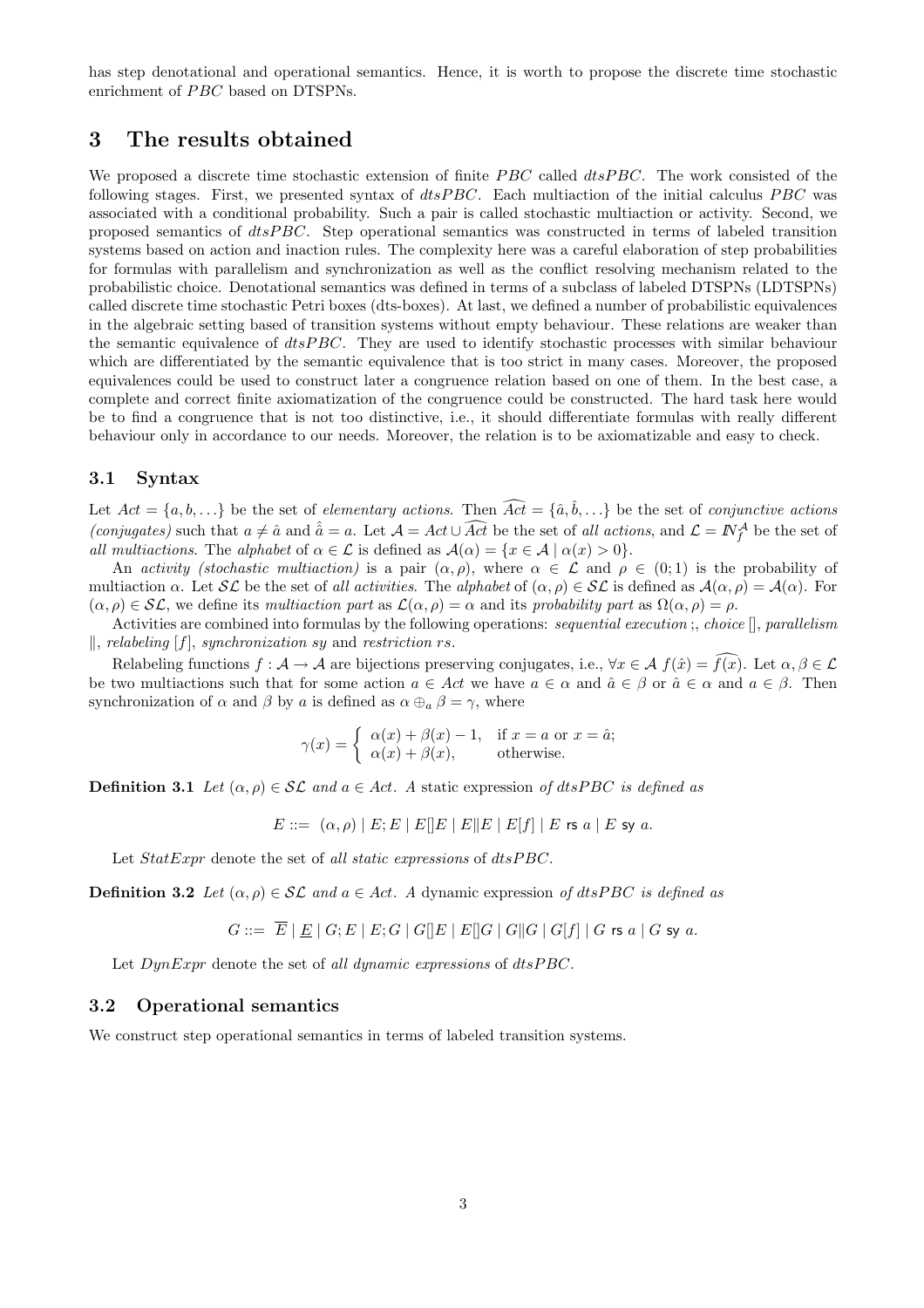has step denotational and operational semantics. Hence, it is worth to propose the discrete time stochastic enrichment of $PBC$ based on DTSPNs.

# 3 The results obtained

We proposed a discrete time stochastic extension of finite $PBC$ called $dtsPBC$. The work consisted of the following stages. First, we presented syntax of $dtsPBC$. Each multiaction of the initial calculus $PBC$ was associated with a conditional probability. Such a pair is called stochastic multiaction or activity. Second, we proposed semantics of $dtsPBC$. Step operational semantics was constructed in terms of labeled transition systems based on action and inaction rules. The complexity here was a careful elaboration of step probabilities for formulas with parallelism and synchronization as well as the conflict resolving mechanism related to the probabilistic choice. Denotational semantics was defined in terms of a subclass of labeled DTSPNs (LDTSPNs) called discrete time stochastic Petri boxes (dts-boxes). At last, we defined a number of probabilistic equivalences in the algebraic setting based of transition systems without empty behaviour. These relations are weaker than the semantic equivalence of $dtsPBC$. They are used to identify stochastic processes with similar behaviour which are differentiated by the semantic equivalence that is too strict in many cases. Moreover, the proposed equivalences could be used to construct later a congruence relation based on one of them. In the best case, a complete and correct finite axiomatization of the congruence could be constructed. The hard task here would be to find a congruence that is not too distinctive, i.e., it should differentiate formulas with really different behaviour only in accordance to our needs. Moreover, the relation is to be axiomatizable and easy to check.

## 3.1 Syntax

Let $Act = \{a, b, \ldots\}$ be the set of *elementary actions*. Then $\widehat{Act} = \{\hat{a}, \hat{b}, \ldots\}$ be the set of *conjunctive actions (conjugates)* such that $a \neq \hat{a}$ and $\hat{\hat{a}} = a$. Let $\mathcal{A} = Act \cup \widehat{Act}$ be the set of *all actions*, and $\mathcal{L} = I\!N_f^{\mathcal{A}}$ be the set of *all multiactions*. The *alphabet* of $\alpha \in \mathcal{L}$ is defined as $\mathcal{A}(\alpha) = \{x \in \mathcal{A} \mid \alpha(x) > 0\}$.

An *activity (stochastic multiaction)* is a pair $(\alpha, \rho)$, where $\alpha \in \mathcal{L}$ and $\rho \in (0; 1)$ is the probability of multiaction $\alpha$. Let $\mathcal{SL}$ be the set of *all activities*. The *alphabet* of $(\alpha, \rho) \in \mathcal{SL}$ is defined as $\mathcal{A}(\alpha, \rho) = \mathcal{A}(\alpha)$. For $(\alpha, \rho) \in \mathcal{SL}$, we define its *multiaction part* as $\mathcal{L}(\alpha, \rho) = \alpha$ and its *probability part* as $\Omega(\alpha, \rho) = \rho$.

Activities are combined into formulas by the following operations: *sequential execution* ;, *choice* [], *parallelism* $\|$, *relabeling* $[f]$, *synchronization sy* and *restriction rs*.

Relabeling functions $f : \mathcal{A} \to \mathcal{A}$ are bijections preserving conjugates, i.e., $\forall x \in \mathcal{A}\ f(\hat{x}) = \widehat{f(x)}$. Let $\alpha, \beta \in \mathcal{L}$ be two multiactions such that for some action $a \in Act$ we have $a \in \alpha$ and $\hat{a} \in \beta$ or $\hat{a} \in \alpha$ and $a \in \beta$. Then synchronization of $\alpha$ and $\beta$ by $a$ is defined as $\alpha \oplus_a \beta = \gamma$, where

$$\gamma(x) = \begin{cases} \alpha(x) + \beta(x) - 1, & \text{if } x = a \text{ or } x = \hat{a}; \\ \alpha(x) + \beta(x), & \text{otherwise.} \end{cases}$$

**Definition 3.1** *Let $(\alpha, \rho) \in \mathcal{SL}$ and $a \in Act$. A* static expression *of $dtsPBC$ is defined as*

$$E ::= \ (\alpha, \rho) \mid E; E \mid E[]E \mid E\|E \mid E[f] \mid E \ \mathsf{rs}\ a \mid E \ \mathsf{sy}\ a.$$

Let $StatExpr$ denote the set of *all static expressions* of $dtsPBC$.

**Definition 3.2** *Let $(\alpha, \rho) \in \mathcal{SL}$ and $a \in Act$. A* dynamic expression *of $dtsPBC$ is defined as*

$$G ::= \ \overline{E} \mid \underline{E} \mid G; E \mid E; G \mid G[]E \mid E[]G \mid G\|G \mid G[f] \mid G \ \mathsf{rs}\ a \mid G \ \mathsf{sy}\ a.$$

Let $DynExpr$ denote the set of *all dynamic expressions* of $dtsPBC$.

## 3.2 Operational semantics

We construct step operational semantics in terms of labeled transition systems.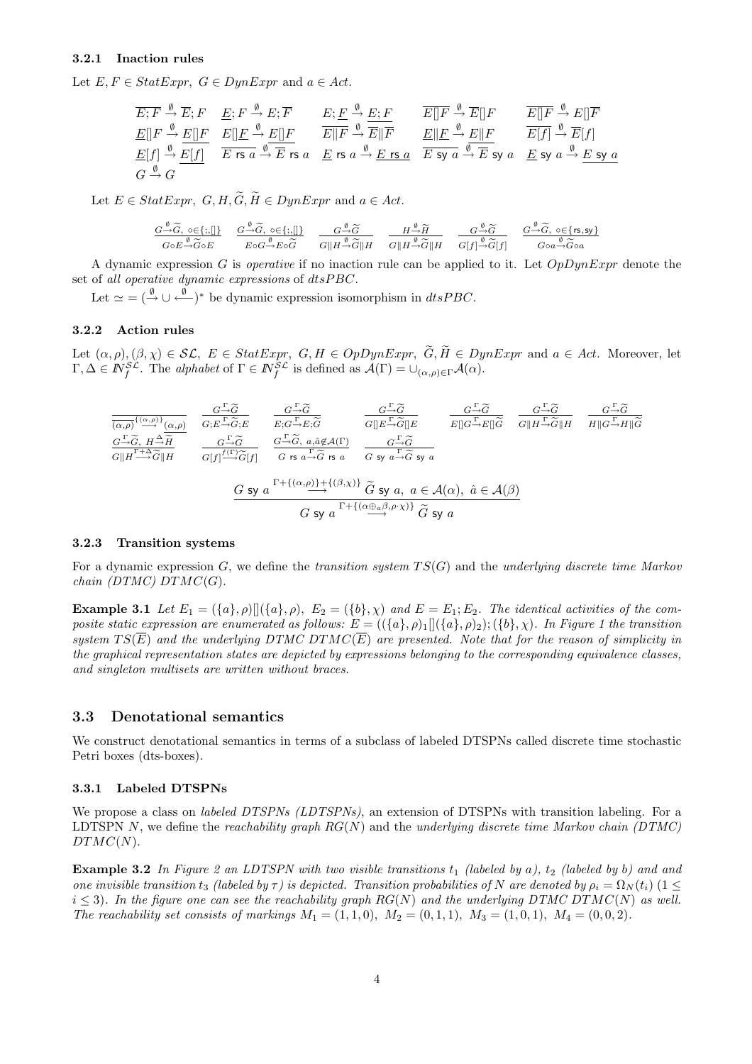### 3.2.1 Inaction rules

Let $E, F \in StatExpr$, $G \in DynExpr$ and $a \in Act$.

$$\overline{E;F} \xrightarrow{\emptyset} \overline{E};F \quad \underline{E};F \xrightarrow{\emptyset} E;\overline{F} \quad E;\underline{F} \xrightarrow{\emptyset} \underline{E;F} \quad \overline{E[]F} \xrightarrow{\emptyset} \overline{E}[]F \quad \overline{E[]F} \xrightarrow{\emptyset} E[]\overline{F}$$

$$\underline{E}[]F \xrightarrow{\emptyset} \underline{E[]F} \quad E[]\underline{F} \xrightarrow{\emptyset} \underline{E[]F} \quad \overline{E\|F} \xrightarrow{\emptyset} \overline{E}\|\overline{F} \quad \underline{E}\|\underline{F} \xrightarrow{\emptyset} \underline{E\|F} \quad \overline{E[f]} \xrightarrow{\emptyset} \overline{E}[f]$$

$$\underline{E}[f] \xrightarrow{\emptyset} \underline{E[f]} \quad \overline{E \text{ rs } a} \xrightarrow{\emptyset} \overline{E} \text{ rs } a \quad \underline{E} \text{ rs } a \xrightarrow{\emptyset} \underline{E \text{ rs } a} \quad \overline{E \text{ sy } a} \xrightarrow{\emptyset} \overline{E} \text{ sy } a \quad \underline{E} \text{ sy } a \xrightarrow{\emptyset} \underline{E \text{ sy } a}$$

$$G \xrightarrow{\emptyset} G$$

Let $E \in StatExpr$, $G, H, \widetilde{G}, \widetilde{H} \in DynExpr$ and $a \in Act$.

$$\frac{G \xrightarrow{\emptyset} \widetilde{G},\ \circ \in \{;, []\}}{G \circ E \xrightarrow{\emptyset} \widetilde{G} \circ E} \quad \frac{G \xrightarrow{\emptyset} \widetilde{G},\ \circ \in \{;, []\}}{E \circ G \xrightarrow{\emptyset} E \circ \widetilde{G}} \quad \frac{G \xrightarrow{\emptyset} \widetilde{G}}{G\|H \xrightarrow{\emptyset} \widetilde{G}\|H} \quad \frac{H \xrightarrow{\emptyset} \widetilde{H}}{G\|H \xrightarrow{\emptyset} \widetilde{G}\|H} \quad \frac{G \xrightarrow{\emptyset} \widetilde{G}}{G[f] \xrightarrow{\emptyset} \widetilde{G}[f]} \quad \frac{G \xrightarrow{\emptyset} \widetilde{G},\ \circ \in \{\text{rs}, \text{sy}\}}{G \circ a \xrightarrow{\emptyset} \widetilde{G} \circ a}$$

A dynamic expression $G$ is *operative* if no inaction rule can be applied to it. Let $OpDynExpr$ denote the set of *all operative dynamic expressions* of $dtsPBC$.

Let $\simeq = (\xrightarrow{\emptyset} \cup \xleftarrow{\emptyset})^*$ be dynamic expression isomorphism in $dtsPBC$.

### 3.2.2 Action rules

Let $(\alpha, \rho), (\beta, \chi) \in \mathcal{SL}$, $E \in StatExpr$, $G, H \in OpDynExpr$, $\widetilde{G}, \widetilde{H} \in DynExpr$ and $a \in Act$. Moreover, let $\Gamma, \Delta \in I\!N_f^{\mathcal{SL}}$. The *alphabet* of $\Gamma \in I\!N_f^{\mathcal{SL}}$ is defined as $\mathcal{A}(\Gamma) = \cup_{(\alpha,\rho)\in\Gamma}\mathcal{A}(\alpha)$.

$$\overline{\overline{(\alpha,\rho)} \xrightarrow{\{(\alpha,\rho)\}} \underline{(\alpha,\rho)}} \quad \frac{G \xrightarrow{\Gamma} \widetilde{G}}{G;E \xrightarrow{\Gamma} \widetilde{G};E} \quad \frac{G \xrightarrow{\Gamma} \widetilde{G}}{E;G \xrightarrow{\Gamma} E;\widetilde{G}} \quad \frac{G \xrightarrow{\Gamma} \widetilde{G}}{G[]E \xrightarrow{\Gamma} \widetilde{G}[]E} \quad \frac{G \xrightarrow{\Gamma} \widetilde{G}}{E[]G \xrightarrow{\Gamma} E[]\widetilde{G}} \quad \frac{G \xrightarrow{\Gamma} \widetilde{G}}{G\|H \xrightarrow{\Gamma} \widetilde{G}\|H} \quad \frac{G \xrightarrow{\Gamma} \widetilde{G}}{H\|G \xrightarrow{\Gamma} H\|\widetilde{G}}$$

$$\frac{G \xrightarrow{\Gamma} \widetilde{G},\ H \xrightarrow{\Delta} \widetilde{H}}{G\|H \xrightarrow{\Gamma+\Delta} \widetilde{G}\|H} \quad \frac{G \xrightarrow{\Gamma} \widetilde{G}}{G[f] \xrightarrow{f(\Gamma)} \widetilde{G}[f]} \quad \frac{G \xrightarrow{\Gamma} \widetilde{G},\ a, \hat{a} \notin \mathcal{A}(\Gamma)}{G \text{ rs } a \xrightarrow{\Gamma} \widetilde{G} \text{ rs } a} \quad \frac{G \xrightarrow{\Gamma} \widetilde{G}}{G \text{ sy } a \xrightarrow{\Gamma} \widetilde{G} \text{ sy } a}$$

$$\frac{G \text{ sy } a \xrightarrow{\Gamma+\{(\alpha,\rho)\}+\{(\beta,\chi)\}} \widetilde{G} \text{ sy } a,\ a \in \mathcal{A}(\alpha),\ \hat{a} \in \mathcal{A}(\beta)}{G \text{ sy } a \xrightarrow{\Gamma+\{(\alpha\oplus_a\beta, \rho\cdot\chi)\}} \widetilde{G} \text{ sy } a}$$

### 3.2.3 Transition systems

For a dynamic expression $G$, we define the *transition system* $TS(G)$ and the *underlying discrete time Markov chain (DTMC)* $DTMC(G)$.

**Example 3.1** *Let $E_1 = (\{a\}, \rho)[](\{a\}, \rho)$, $E_2 = (\{b\}, \chi)$ and $E = E_1; E_2$. The identical activities of the composite static expression are enumerated as follows: $E = ((\{a\}, \rho)_1[](\{a\}, \rho)_2); (\{b\}, \chi)$. In Figure 1 the transition system $TS(\overline{E})$ and the underlying DTMC $DTMC(\overline{E})$ are presented. Note that for the reason of simplicity in the graphical representation states are depicted by expressions belonging to the corresponding equivalence classes, and singleton multisets are written without braces.*

## 3.3 Denotational semantics

We construct denotational semantics in terms of a subclass of labeled DTSPNs called discrete time stochastic Petri boxes (dts-boxes).

### 3.3.1 Labeled DTSPNs

We propose a class on *labeled DTSPNs (LDTSPNs)*, an extension of DTSPNs with transition labeling. For a LDTSPN $N$, we define the *reachability graph* $RG(N)$ and the *underlying discrete time Markov chain (DTMC)* $DTMC(N)$.

**Example 3.2** *In Figure 2 an LDTSPN with two visible transitions $t_1$ (labeled by $a$), $t_2$ (labeled by $b$) and and one invisible transition $t_3$ (labeled by $\tau$) is depicted. Transition probabilities of $N$ are denoted by $\rho_i = \Omega_N(t_i)$ $(1 \leq i \leq 3)$. In the figure one can see the reachability graph $RG(N)$ and the underlying DTMC $DTMC(N)$ as well. The reachability set consists of markings $M_1 = (1, 1, 0)$, $M_2 = (0, 1, 1)$, $M_3 = (1, 0, 1)$, $M_4 = (0, 0, 2)$.*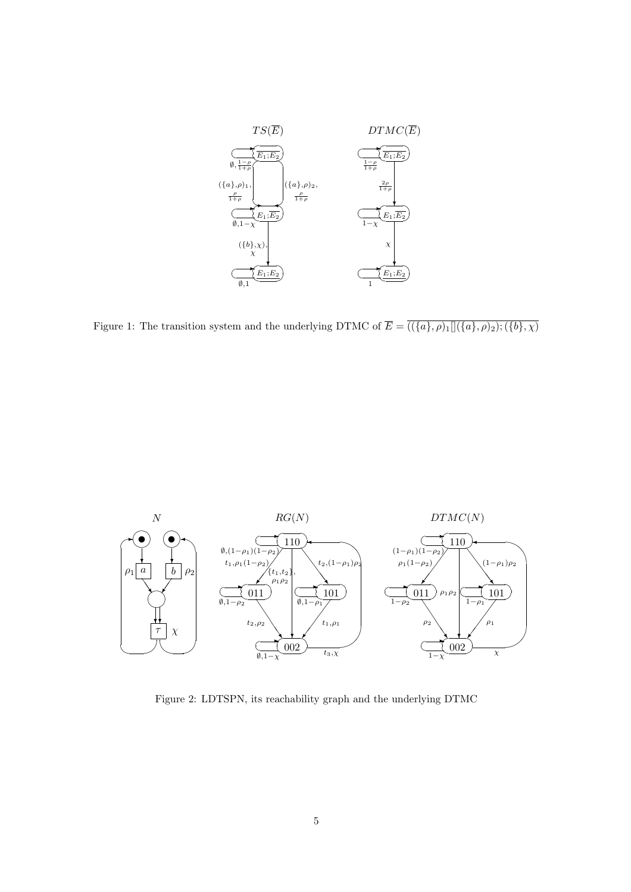Figure 1: The transition system and the underlying DTMC of $\overline{E} = \overline{((\{a\},\rho)_1[](\{a\},\rho)_2);(\{b\},\chi)}$

Figure 2: LDTSPN, its reachability graph and the underlying DTMC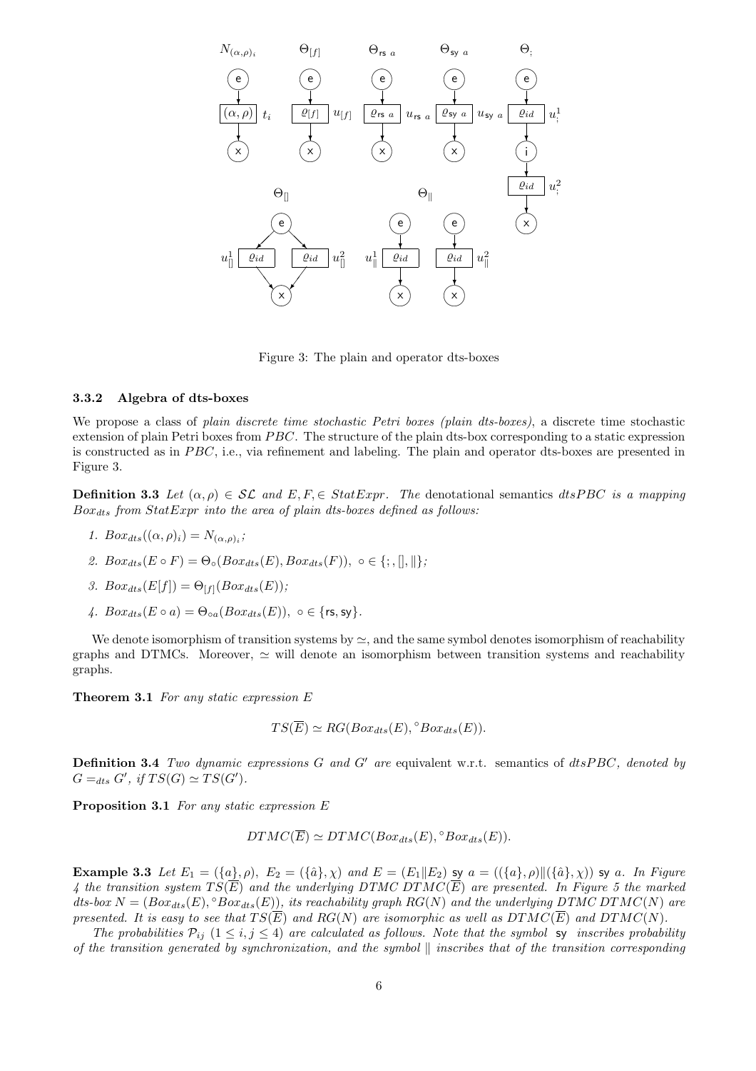Figure 3: The plain and operator dts-boxes

### 3.3.2 Algebra of dts-boxes

We propose a class of *plain discrete time stochastic Petri boxes (plain dts-boxes)*, a discrete time stochastic extension of plain Petri boxes from $PBC$. The structure of the plain dts-box corresponding to a static expression is constructed as in $PBC$, i.e., via refinement and labeling. The plain and operator dts-boxes are presented in Figure 3.

**Definition 3.3** *Let $(\alpha, \rho) \in \mathcal{SL}$ and $E, F, \in StatExpr$. The* denotational semantics $dtsPBC$ *is a mapping $Box_{dts}$ from $StatExpr$ into the area of plain dts-boxes defined as follows:*

1. $Box_{dts}((\alpha, \rho)_i) = N_{(\alpha,\rho)_i}$;
2. $Box_{dts}(E \circ F) = \Theta_\circ(Box_{dts}(E), Box_{dts}(F)),\ \circ \in \{;, [], \|\}$;
3. $Box_{dts}(E[f]) = \Theta_{[f]}(Box_{dts}(E))$;
4. $Box_{dts}(E \circ a) = \Theta_{\circ a}(Box_{dts}(E)),\ \circ \in \{\mathsf{rs}, \mathsf{sy}\}$.

We denote isomorphism of transition systems by $\simeq$, and the same symbol denotes isomorphism of reachability graphs and DTMCs. Moreover, $\simeq$ will denote an isomorphism between transition systems and reachability graphs.

**Theorem 3.1** *For any static expression $E$*

$$TS(\overline{E}) \simeq RG(Box_{dts}(E), {}^\circ Box_{dts}(E)).$$

**Definition 3.4** *Two dynamic expressions $G$ and $G'$ are* equivalent w.r.t. semantics of $dtsPBC$*, denoted by $G =_{dts} G'$, if $TS(G) \simeq TS(G')$.*

**Proposition 3.1** *For any static expression $E$*

$$DTMC(\overline{E}) \simeq DTMC(Box_{dts}(E), {}^\circ Box_{dts}(E)).$$

**Example 3.3** *Let $E_1 = (\{a\}, \rho)$, $E_2 = (\{\hat{a}\}, \chi)$ and $E = (E_1 \| E_2)\ \mathsf{sy}\ a = ((\{a\}, \rho) \| (\{\hat{a}\}, \chi))\ \mathsf{sy}\ a$. In Figure 4 the transition system $TS(\overline{E})$ and the underlying DTMC $DTMC(\overline{E})$ are presented. In Figure 5 the marked dts-box $N = (Box_{dts}(E), {}^\circ Box_{dts}(E))$, its reachability graph $RG(N)$ and the underlying DTMC $DTMC(N)$ are presented. It is easy to see that $TS(\overline{E})$ and $RG(N)$ are isomorphic as well as $DTMC(\overline{E})$ and $DTMC(N)$.*

*The probabilities $\mathcal{P}_{ij}$ $(1 \le i, j \le 4)$ are calculated as follows. Note that the symbol $\mathsf{sy}$ inscribes probability of the transition generated by synchronization, and the symbol $\|$ inscribes that of the transition corresponding*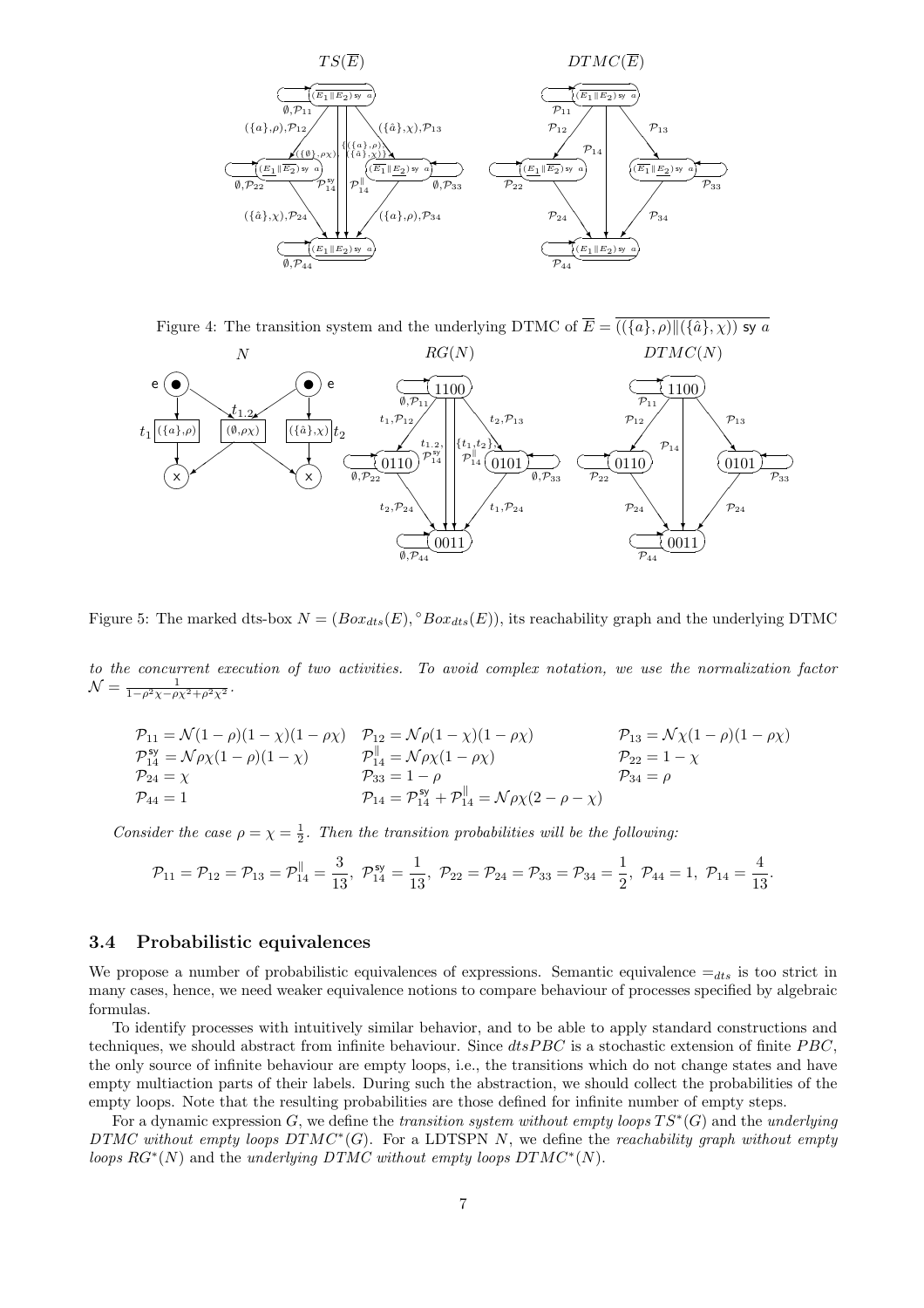Figure 4: The transition system and the underlying DTMC of $\overline{E} = \overline{((\{a\}, \rho) \| (\{\hat{a}\}, \chi)) \text{ sy } a}$

Figure 5: The marked dts-box $N = (Box_{dts}(E), {}^{\circ}Box_{dts}(E))$, its reachability graph and the underlying DTMC

*to the concurrent execution of two activities. To avoid complex notation, we use the normalization factor* $\mathcal{N} = \frac{1}{1-\rho^2\chi-\rho\chi^2+\rho^2\chi^2}$.

$$
\begin{array}{lll}
\mathcal{P}_{11} = \mathcal{N}(1-\rho)(1-\chi)(1-\rho\chi) & \mathcal{P}_{12} = \mathcal{N}\rho(1-\chi)(1-\rho\chi) & \mathcal{P}_{13} = \mathcal{N}\chi(1-\rho)(1-\rho\chi) \\
\mathcal{P}_{14}^{\mathsf{sy}} = \mathcal{N}\rho\chi(1-\rho)(1-\chi) & \mathcal{P}_{14}^{\|} = \mathcal{N}\rho\chi(1-\rho\chi) & \mathcal{P}_{22} = 1-\chi \\
\mathcal{P}_{24} = \chi & \mathcal{P}_{33} = 1-\rho & \mathcal{P}_{34} = \rho \\
\mathcal{P}_{44} = 1 & \mathcal{P}_{14} = \mathcal{P}_{14}^{\mathsf{sy}} + \mathcal{P}_{14}^{\|} = \mathcal{N}\rho\chi(2-\rho-\chi) &
\end{array}
$$

*Consider the case* $\rho = \chi = \frac{1}{2}$. *Then the transition probabilities will be the following:*

$$
\mathcal{P}_{11} = \mathcal{P}_{12} = \mathcal{P}_{13} = \mathcal{P}_{14}^{\|} = \frac{3}{13},\ \mathcal{P}_{14}^{\mathsf{sy}} = \frac{1}{13},\ \mathcal{P}_{22} = \mathcal{P}_{24} = \mathcal{P}_{33} = \mathcal{P}_{34} = \frac{1}{2},\ \mathcal{P}_{44} = 1,\ \mathcal{P}_{14} = \frac{4}{13}.
$$

### 3.4 Probabilistic equivalences

We propose a number of probabilistic equivalences of expressions. Semantic equivalence $=_{dts}$ is too strict in many cases, hence, we need weaker equivalence notions to compare behaviour of processes specified by algebraic formulas.

To identify processes with intuitively similar behavior, and to be able to apply standard constructions and techniques, we should abstract from infinite behaviour. Since $dtsPBC$ is a stochastic extension of finite $PBC$, the only source of infinite behaviour are empty loops, i.e., the transitions which do not change states and have empty multiaction parts of their labels. During such the abstraction, we should collect the probabilities of the empty loops. Note that the resulting probabilities are those defined for infinite number of empty steps.

For a dynamic expression $G$, we define the *transition system without empty loops* $TS^*(G)$ and the *underlying DTMC without empty loops* $DTMC^*(G)$. For a LDTSPN $N$, we define the *reachability graph without empty loops* $RG^*(N)$ and the *underlying DTMC without empty loops* $DTMC^*(N)$.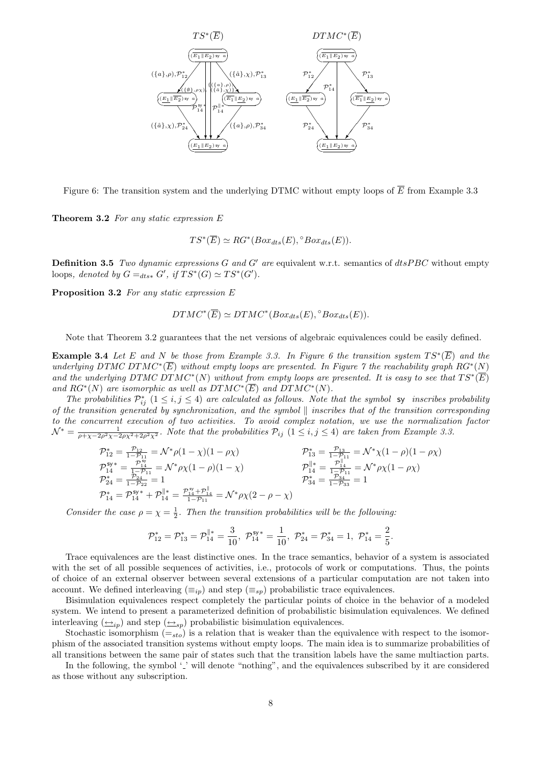Figure 6: The transition system and the underlying DTMC without empty loops of $\overline{E}$ from Example 3.3

**Theorem 3.2** *For any static expression $E$*

$$TS^*(\overline{E}) \simeq RG^*(Box_{dts}(E), {}^\circ Box_{dts}(E)).$$

**Definition 3.5** *Two dynamic expressions $G$ and $G'$ are* equivalent w.r.t. semantics of $dtsPBC$ without empty loops, *denoted by $G =_{dts*} G'$, if $TS^*(G) \simeq TS^*(G')$.*

**Proposition 3.2** *For any static expression $E$*

$$DTMC^*(\overline{E}) \simeq DTMC^*(Box_{dts}(E), {}^\circ Box_{dts}(E)).$$

Note that Theorem 3.2 guarantees that the net versions of algebraic equivalences could be easily defined.

**Example 3.4** *Let $E$ and $N$ be those from Example 3.3. In Figure 6 the transition system $TS^*(\overline{E})$ and the underlying DTMC $DTMC^*(\overline{E})$ without empty loops are presented. In Figure 7 the reachability graph $RG^*(N)$ and the underlying DTMC $DTMC^*(N)$ without from empty loops are presented. It is easy to see that $TS^*(\overline{E})$ and $RG^*(N)$ are isomorphic as well as $DTMC^*(\overline{E})$ and $DTMC^*(N)$.*

*The probabilities $\mathcal{P}^*_{ij}$ $(1 \le i, j \le 4)$ are calculated as follows. Note that the symbol $\mathsf{sy}$ inscribes probability of the transition generated by synchronization, and the symbol $\|$ inscribes that of the transition corresponding to the concurrent execution of two activities. To avoid complex notation, we use the normalization factor $\mathcal{N}^* = \frac{1}{\rho+\chi-2\rho^2\chi-2\rho\chi^2+2\rho^2\chi^2}$. Note that the probabilities $\mathcal{P}_{ij}$ $(1 \le i, j \le 4)$ are taken from Example 3.3.*

$$\mathcal{P}^*_{12} = \frac{\mathcal{P}_{12}}{1-\mathcal{P}_{11}} = \mathcal{N}^*\rho(1-\chi)(1-\rho\chi) \qquad \mathcal{P}^*_{13} = \frac{\mathcal{P}_{13}}{1-\mathcal{P}_{11}} = \mathcal{N}^*\chi(1-\rho)(1-\rho\chi)$$

$$\mathcal{P}^{\mathsf{sy}*}_{14} = \frac{\mathcal{P}^{\mathsf{sy}}_{14}}{1-\mathcal{P}_{11}} = \mathcal{N}^*\rho\chi(1-\rho)(1-\chi) \qquad \mathcal{P}^{\|*}_{14} = \frac{\mathcal{P}^{\|}_{14}}{1-\mathcal{P}_{11}} = \mathcal{N}^*\rho\chi(1-\rho\chi)$$

$$\mathcal{P}^*_{24} = \frac{\mathcal{P}_{24}}{1-\mathcal{P}_{22}} = 1 \qquad \mathcal{P}^*_{34} = \frac{\mathcal{P}_{34}}{1-\mathcal{P}_{33}} = 1$$

$$\mathcal{P}^*_{14} = \mathcal{P}^{\mathsf{sy}*}_{14} + \mathcal{P}^{\|*}_{14} = \frac{\mathcal{P}^{\mathsf{sy}}_{14}+\mathcal{P}^{\|}_{14}}{1-\mathcal{P}_{11}} = \mathcal{N}^*\rho\chi(2-\rho-\chi)$$

*Consider the case $\rho = \chi = \frac{1}{2}$. Then the transition probabilities will be the following:*

$$\mathcal{P}^*_{12} = \mathcal{P}^*_{13} = \mathcal{P}^{\|*}_{14} = \frac{3}{10},\ \mathcal{P}^{\mathsf{sy}*}_{14} = \frac{1}{10},\ \mathcal{P}^*_{24} = \mathcal{P}^*_{34} = 1,\ \mathcal{P}^*_{14} = \frac{2}{5}.$$

Trace equivalences are the least distinctive ones. In the trace semantics, behavior of a system is associated with the set of all possible sequences of activities, i.e., protocols of work or computations. Thus, the points of choice of an external observer between several extensions of a particular computation are not taken into account. We defined interleaving ($\equiv_{ip}$) and step ($\equiv_{sp}$) probabilistic trace equivalences.

Bisimulation equivalences respect completely the particular points of choice in the behavior of a modeled system. We intend to present a parameterized definition of probabilistic bisimulation equivalences. We defined interleaving ($\underline{\leftrightarrow}_{ip}$) and step ($\underline{\leftrightarrow}_{sp}$) probabilistic bisimulation equivalences.

Stochastic isomorphism ($=_{sto}$) is a relation that is weaker than the equivalence with respect to the isomorphism of the associated transition systems without empty loops. The main idea is to summarize probabilities of all transitions between the same pair of states such that the transition labels have the same multiaction parts.

In the following, the symbol '\_' will denote "nothing", and the equivalences subscribed by it are considered as those without any subscription.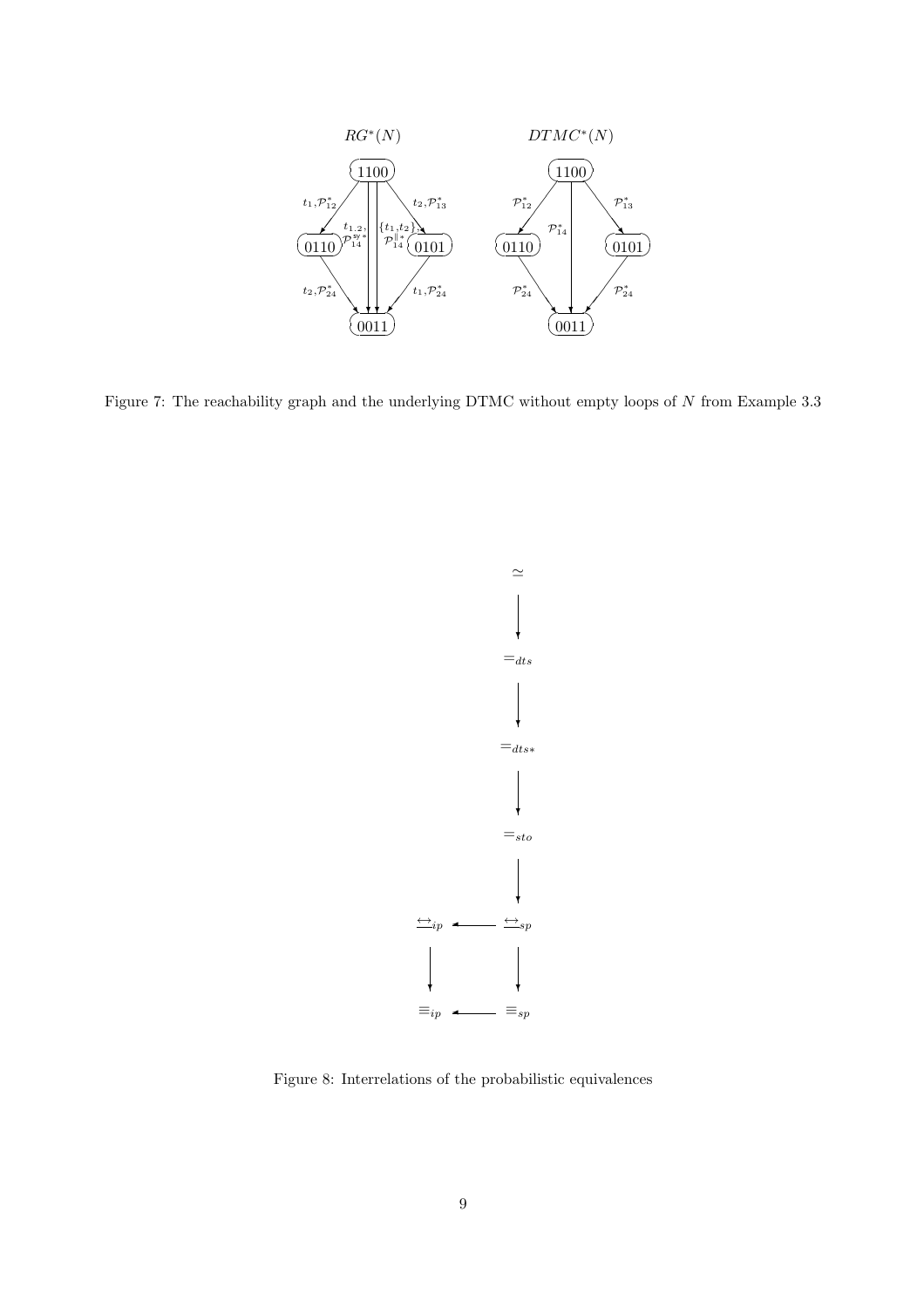Figure 7: The reachability graph and the underlying DTMC without empty loops of $N$ from Example 3.3

Figure 8: Interrelations of the probabilistic equivalences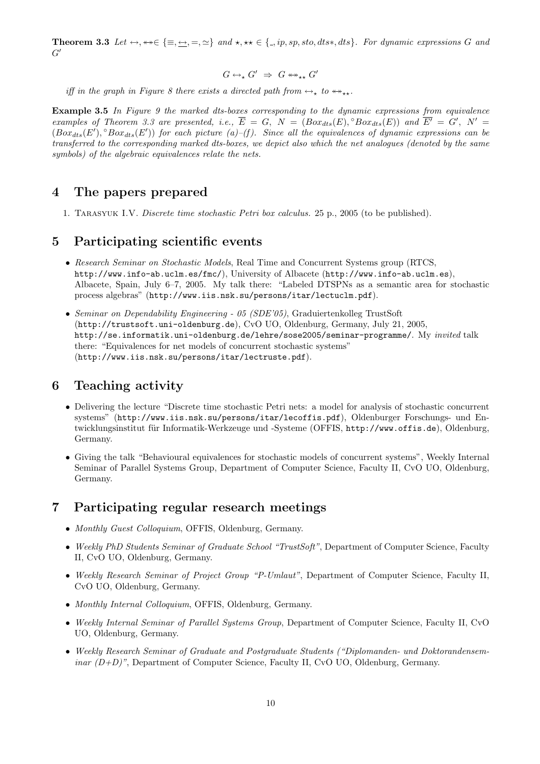**Theorem 3.3** *Let* $\leftrightarrow, \leftrightarrow\!\!\!\!\leftrightarrow \in \{\equiv, \underline{\leftrightarrow}, =, \simeq\}$ *and* $\star, \star\star \in \{\_, ip, sp, sto, dts*, dts\}$*. For dynamic expressions* $G$ *and* $G'$

$$G \leftrightarrow_{\star} G' \;\Rightarrow\; G \leftrightarrow\!\!\!\!\leftrightarrow_{\star\star} G'$$

*iff in the graph in Figure 8 there exists a directed path from* $\leftrightarrow_{\star}$ *to* $\leftrightarrow\!\!\!\!\leftrightarrow_{\star\star}$.

**Example 3.5** *In Figure 9 the marked dts-boxes corresponding to the dynamic expressions from equivalence examples of Theorem 3.3 are presented, i.e.,* $\overline{E} = G$, $N = (Box_{dts}(E), {}^{\circ}Box_{dts}(E))$ *and* $\overline{E'} = G'$, $N' = (Box_{dts}(E'), {}^{\circ}Box_{dts}(E'))$ *for each picture (a)–(f). Since all the equivalences of dynamic expressions can be transferred to the corresponding marked dts-boxes, we depict also which the net analogues (denoted by the same symbols) of the algebraic equivalences relate the nets.*

## 4 The papers prepared

1. Tarasyuk I.V. *Discrete time stochastic Petri box calculus.* 25 p., 2005 (to be published).

## 5 Participating scientific events

- *Research Seminar on Stochastic Models*, Real Time and Concurrent Systems group (RTCS, http://www.info-ab.uclm.es/fmc/), University of Albacete (http://www.info-ab.uclm.es), Albacete, Spain, July 6–7, 2005. My talk there: "Labeled DTSPNs as a semantic area for stochastic process algebras" (http://www.iis.nsk.su/persons/itar/lectuclm.pdf).
- *Seminar on Dependability Engineering - 05 (SDE'05)*, Graduiertenkolleg TrustSoft (http://trustsoft.uni-oldenburg.de), CvO UO, Oldenburg, Germany, July 21, 2005, http://se.informatik.uni-oldenburg.de/lehre/sose2005/seminar-programme/. My *invited* talk there: "Equivalences for net models of concurrent stochastic systems" (http://www.iis.nsk.su/persons/itar/lectruste.pdf).

## 6 Teaching activity

- Delivering the lecture "Discrete time stochastic Petri nets: a model for analysis of stochastic concurrent systems" (http://www.iis.nsk.su/persons/itar/lecoffis.pdf), Oldenburger Forschungs- und Entwicklungsinstitut für Informatik-Werkzeuge und -Systeme (OFFIS, http://www.offis.de), Oldenburg, Germany.
- Giving the talk "Behavioural equivalences for stochastic models of concurrent systems", Weekly Internal Seminar of Parallel Systems Group, Department of Computer Science, Faculty II, CvO UO, Oldenburg, Germany.

## 7 Participating regular research meetings

- *Monthly Guest Colloquium*, OFFIS, Oldenburg, Germany.
- *Weekly PhD Students Seminar of Graduate School "TrustSoft"*, Department of Computer Science, Faculty II, CvO UO, Oldenburg, Germany.
- *Weekly Research Seminar of Project Group "P-Umlaut"*, Department of Computer Science, Faculty II, CvO UO, Oldenburg, Germany.
- *Monthly Internal Colloquium*, OFFIS, Oldenburg, Germany.
- *Weekly Internal Seminar of Parallel Systems Group*, Department of Computer Science, Faculty II, CvO UO, Oldenburg, Germany.
- *Weekly Research Seminar of Graduate and Postgraduate Students ("Diplomanden- und Doktorandenseminar (D+D)"*, Department of Computer Science, Faculty II, CvO UO, Oldenburg, Germany.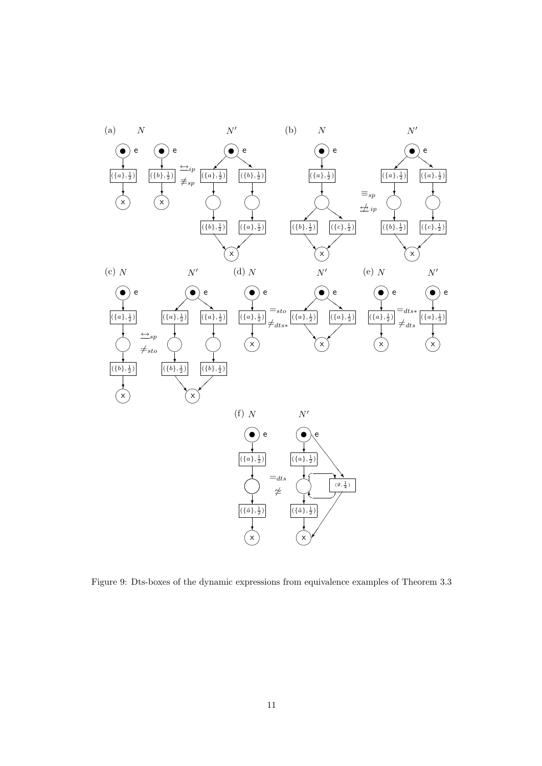Figure 9: Dts-boxes of the dynamic expressions from equivalence examples of Theorem 3.3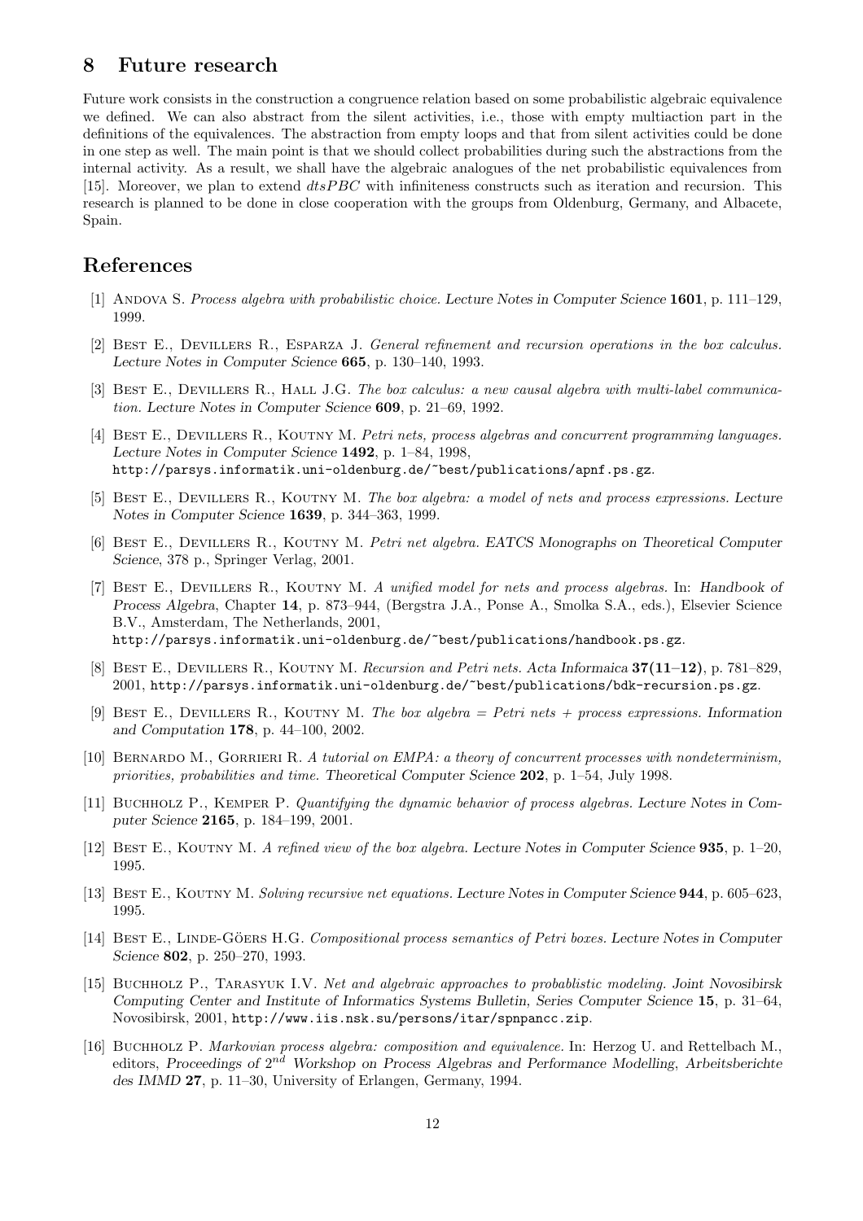## 8 Future research

Future work consists in the construction a congruence relation based on some probabilistic algebraic equivalence we defined. We can also abstract from the silent activities, i.e., those with empty multiaction part in the definitions of the equivalences. The abstraction from empty loops and that from silent activities could be done in one step as well. The main point is that we should collect probabilities during such the abstractions from the internal activity. As a result, we shall have the algebraic analogues of the net probabilistic equivalences from [15]. Moreover, we plan to extend *dtsPBC* with infiniteness constructs such as iteration and recursion. This research is planned to be done in close cooperation with the groups from Oldenburg, Germany, and Albacete, Spain.

## References

[1] Andova S. *Process algebra with probabilistic choice.* Lecture Notes in Computer Science **1601**, p. 111–129, 1999.

[2] Best E., Devillers R., Esparza J. *General refinement and recursion operations in the box calculus.* Lecture Notes in Computer Science **665**, p. 130–140, 1993.

[3] Best E., Devillers R., Hall J.G. *The box calculus: a new causal algebra with multi-label communication.* Lecture Notes in Computer Science **609**, p. 21–69, 1992.

[4] Best E., Devillers R., Koutny M. *Petri nets, process algebras and concurrent programming languages.* Lecture Notes in Computer Science **1492**, p. 1–84, 1998, http://parsys.informatik.uni-oldenburg.de/~best/publications/apnf.ps.gz.

[5] Best E., Devillers R., Koutny M. *The box algebra: a model of nets and process expressions.* Lecture Notes in Computer Science **1639**, p. 344–363, 1999.

[6] Best E., Devillers R., Koutny M. *Petri net algebra.* EATCS Monographs on Theoretical Computer Science, 378 p., Springer Verlag, 2001.

[7] Best E., Devillers R., Koutny M. *A unified model for nets and process algebras.* In: Handbook of Process Algebra, Chapter **14**, p. 873–944, (Bergstra J.A., Ponse A., Smolka S.A., eds.), Elsevier Science B.V., Amsterdam, The Netherlands, 2001, http://parsys.informatik.uni-oldenburg.de/~best/publications/handbook.ps.gz.

[8] Best E., Devillers R., Koutny M. *Recursion and Petri nets.* Acta Informaica **37(11–12)**, p. 781–829, 2001, http://parsys.informatik.uni-oldenburg.de/~best/publications/bdk-recursion.ps.gz.

[9] Best E., Devillers R., Koutny M. *The box algebra = Petri nets + process expressions.* Information and Computation **178**, p. 44–100, 2002.

[10] Bernardo M., Gorrieri R. *A tutorial on EMPA: a theory of concurrent processes with nondeterminism, priorities, probabilities and time.* Theoretical Computer Science **202**, p. 1–54, July 1998.

[11] Buchholz P., Kemper P. *Quantifying the dynamic behavior of process algebras.* Lecture Notes in Computer Science **2165**, p. 184–199, 2001.

[12] Best E., Koutny M. *A refined view of the box algebra.* Lecture Notes in Computer Science **935**, p. 1–20, 1995.

[13] Best E., Koutny M. *Solving recursive net equations.* Lecture Notes in Computer Science **944**, p. 605–623, 1995.

[14] Best E., Linde-Göers H.G. *Compositional process semantics of Petri boxes.* Lecture Notes in Computer Science **802**, p. 250–270, 1993.

[15] Buchholz P., Tarasyuk I.V. *Net and algebraic approaches to probablistic modeling.* Joint Novosibirsk Computing Center and Institute of Informatics Systems Bulletin, Series Computer Science **15**, p. 31–64, Novosibirsk, 2001, http://www.iis.nsk.su/persons/itar/spnpancc.zip.

[16] Buchholz P. *Markovian process algebra: composition and equivalence.* In: Herzog U. and Rettelbach M., editors, Proceedings of $2^{nd}$ Workshop on Process Algebras and Performance Modelling, Arbeitsberichte des IMMD **27**, p. 11–30, University of Erlangen, Germany, 1994.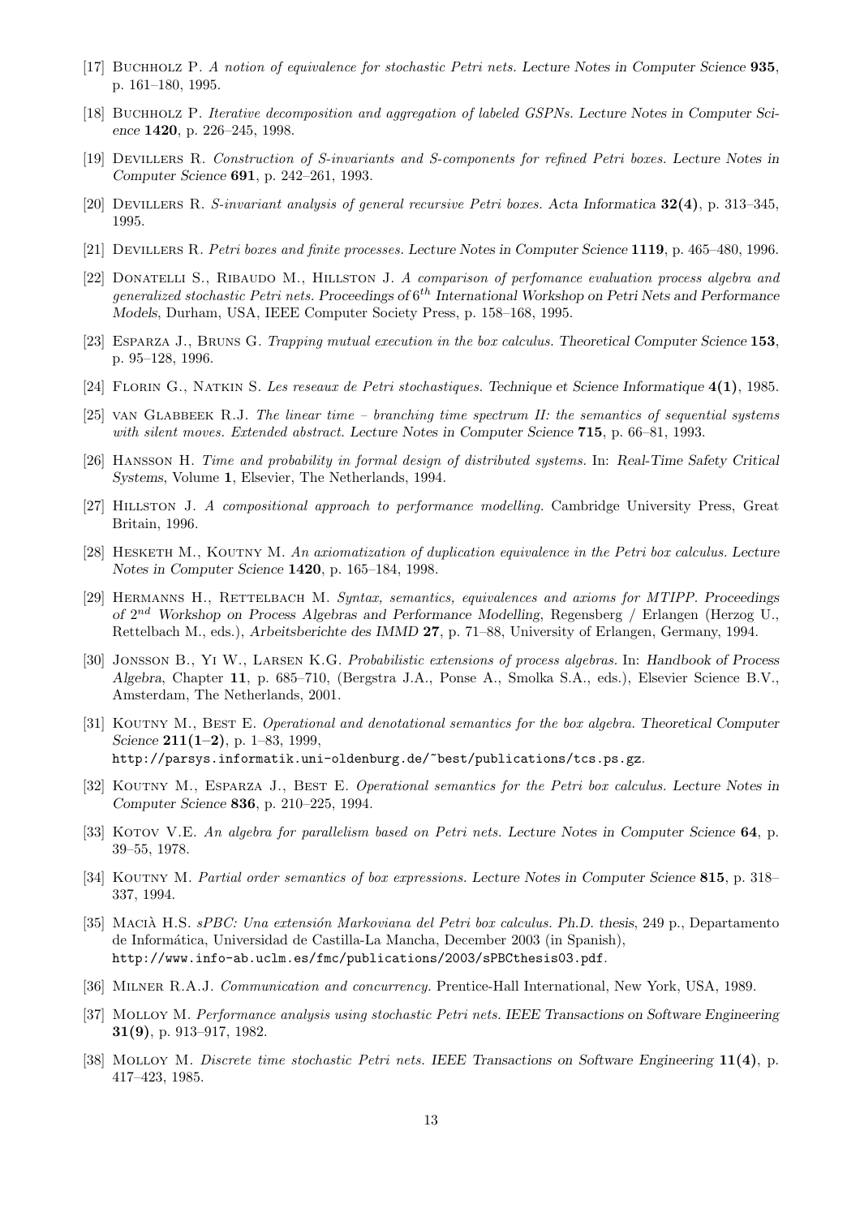[17] Buchholz P. *A notion of equivalence for stochastic Petri nets.* Lecture Notes in Computer Science **935**, p. 161–180, 1995.

[18] Buchholz P. *Iterative decomposition and aggregation of labeled GSPNs.* Lecture Notes in Computer Science **1420**, p. 226–245, 1998.

[19] Devillers R. *Construction of S-invariants and S-components for refined Petri boxes.* Lecture Notes in Computer Science **691**, p. 242–261, 1993.

[20] Devillers R. *S-invariant analysis of general recursive Petri boxes.* Acta Informatica **32(4)**, p. 313–345, 1995.

[21] Devillers R. *Petri boxes and finite processes.* Lecture Notes in Computer Science **1119**, p. 465–480, 1996.

[22] Donatelli S., Ribaudo M., Hillston J. *A comparison of perfomance evaluation process algebra and generalized stochastic Petri nets.* Proceedings of $6^{th}$ International Workshop on Petri Nets and Performance Models, Durham, USA, IEEE Computer Society Press, p. 158–168, 1995.

[23] Esparza J., Bruns G. *Trapping mutual execution in the box calculus.* Theoretical Computer Science **153**, p. 95–128, 1996.

[24] Florin G., Natkin S. *Les reseaux de Petri stochastiques.* Technique et Science Informatique **4(1)**, 1985.

[25] van Glabbeek R.J. *The linear time – branching time spectrum II: the semantics of sequential systems with silent moves. Extended abstract.* Lecture Notes in Computer Science **715**, p. 66–81, 1993.

[26] Hansson H. *Time and probability in formal design of distributed systems.* In: Real-Time Safety Critical Systems, Volume **1**, Elsevier, The Netherlands, 1994.

[27] Hillston J. *A compositional approach to performance modelling.* Cambridge University Press, Great Britain, 1996.

[28] Hesketh M., Koutny M. *An axiomatization of duplication equivalence in the Petri box calculus.* Lecture Notes in Computer Science **1420**, p. 165–184, 1998.

[29] Hermanns H., Rettelbach M. *Syntax, semantics, equivalences and axioms for MTIPP.* Proceedings of $2^{nd}$ Workshop on Process Algebras and Performance Modelling, Regensberg / Erlangen (Herzog U., Rettelbach M., eds.), Arbeitsberichte des IMMD **27**, p. 71–88, University of Erlangen, Germany, 1994.

[30] Jonsson B., Yi W., Larsen K.G. *Probabilistic extensions of process algebras.* In: Handbook of Process Algebra, Chapter **11**, p. 685–710, (Bergstra J.A., Ponse A., Smolka S.A., eds.), Elsevier Science B.V., Amsterdam, The Netherlands, 2001.

[31] Koutny M., Best E. *Operational and denotational semantics for the box algebra.* Theoretical Computer Science **211(1–2)**, p. 1–83, 1999, http://parsys.informatik.uni-oldenburg.de/~best/publications/tcs.ps.gz.

[32] Koutny M., Esparza J., Best E. *Operational semantics for the Petri box calculus.* Lecture Notes in Computer Science **836**, p. 210–225, 1994.

[33] Kotov V.E. *An algebra for parallelism based on Petri nets.* Lecture Notes in Computer Science **64**, p. 39–55, 1978.

[34] Koutny M. *Partial order semantics of box expressions.* Lecture Notes in Computer Science **815**, p. 318–337, 1994.

[35] Macià H.S. *sPBC: Una extensión Markoviana del Petri box calculus.* Ph.D. thesis, 249 p., Departamento de Informática, Universidad de Castilla-La Mancha, December 2003 (in Spanish), http://www.info-ab.uclm.es/fmc/publications/2003/sPBCthesis03.pdf.

[36] Milner R.A.J. *Communication and concurrency.* Prentice-Hall International, New York, USA, 1989.

[37] Molloy M. *Performance analysis using stochastic Petri nets.* IEEE Transactions on Software Engineering **31(9)**, p. 913–917, 1982.

[38] Molloy M. *Discrete time stochastic Petri nets.* IEEE Transactions on Software Engineering **11(4)**, p. 417–423, 1985.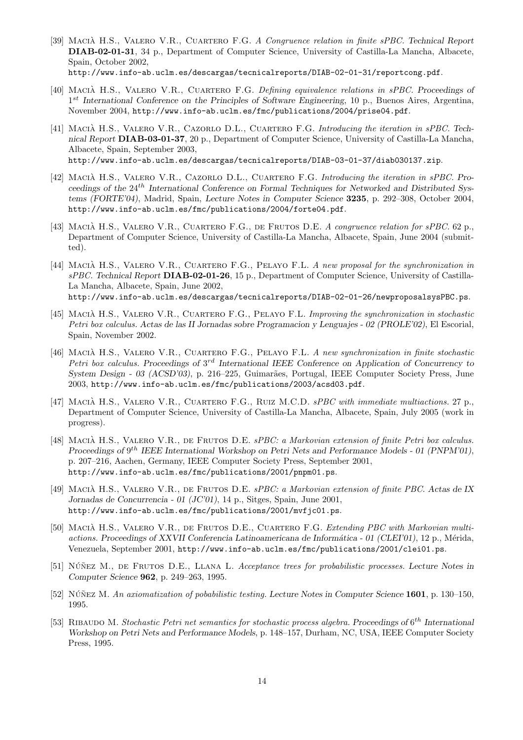[39] Macià H.S., Valero V.R., Cuartero F.G. *A Congruence relation in finite sPBC.* Technical Report **DIAB-02-01-31**, 34 p., Department of Computer Science, University of Castilla-La Mancha, Albacete, Spain, October 2002, http://www.info-ab.uclm.es/descargas/tecnicalreports/DIAB-02-01-31/reportcong.pdf.

[40] Macià H.S., Valero V.R., Cuartero F.G. *Defining equivalence relations in sPBC.* Proceedings of $1^{st}$ International Conference on the Principles of Software Engineering, 10 p., Buenos Aires, Argentina, November 2004, http://www.info-ab.uclm.es/fmc/publications/2004/prise04.pdf.

[41] Macià H.S., Valero V.R., Cazorlo D.L., Cuartero F.G. *Introducing the iteration in sPBC.* Technical Report **DIAB-03-01-37**, 20 p., Department of Computer Science, University of Castilla-La Mancha, Albacete, Spain, September 2003, http://www.info-ab.uclm.es/descargas/tecnicalreports/DIAB-03-01-37/diab030137.zip.

[42] Macià H.S., Valero V.R., Cazorlo D.L., Cuartero F.G. *Introducing the iteration in sPBC.* Proceedings of the $24^{th}$ International Conference on Formal Techniques for Networked and Distributed Systems (FORTE'04), Madrid, Spain, Lecture Notes in Computer Science **3235**, p. 292–308, October 2004, http://www.info-ab.uclm.es/fmc/publications/2004/forte04.pdf.

[43] Macià H.S., Valero V.R., Cuartero F.G., de Frutos D.E. *A congruence relation for sPBC.* 62 p., Department of Computer Science, University of Castilla-La Mancha, Albacete, Spain, June 2004 (submitted).

[44] Macià H.S., Valero V.R., Cuartero F.G., Pelayo F.L. *A new proposal for the synchronization in sPBC.* Technical Report **DIAB-02-01-26**, 15 p., Department of Computer Science, University of Castilla-La Mancha, Albacete, Spain, June 2002, http://www.info-ab.uclm.es/descargas/tecnicalreports/DIAB-02-01-26/newproposalsysPBC.ps.

[45] Macià H.S., Valero V.R., Cuartero F.G., Pelayo F.L. *Improving the synchronization in stochastic Petri box calculus.* Actas de las II Jornadas sobre Programacion y Lenguajes - 02 (PROLE'02), El Escorial, Spain, November 2002.

[46] Macià H.S., Valero V.R., Cuartero F.G., Pelayo F.L. *A new synchronization in finite stochastic Petri box calculus.* Proceedings of $3^{rd}$ International IEEE Conference on Application of Concurrency to System Design - 03 (ACSD'03), p. 216–225, Guimarães, Portugal, IEEE Computer Society Press, June 2003, http://www.info-ab.uclm.es/fmc/publications/2003/acsd03.pdf.

[47] Macià H.S., Valero V.R., Cuartero F.G., Ruiz M.C.D. *sPBC with immediate multiactions.* 27 p., Department of Computer Science, University of Castilla-La Mancha, Albacete, Spain, July 2005 (work in progress).

[48] Macià H.S., Valero V.R., de Frutos D.E. *sPBC: a Markovian extension of finite Petri box calculus.* Proceedings of $9^{th}$ IEEE International Workshop on Petri Nets and Performance Models - 01 (PNPM'01), p. 207–216, Aachen, Germany, IEEE Computer Society Press, September 2001, http://www.info-ab.uclm.es/fmc/publications/2001/pnpm01.ps.

[49] Macià H.S., Valero V.R., de Frutos D.E. *sPBC: a Markovian extension of finite PBC.* Actas de IX Jornadas de Concurrencia - 01 (JC'01), 14 p., Sitges, Spain, June 2001, http://www.info-ab.uclm.es/fmc/publications/2001/mvfjc01.ps.

[50] Macià H.S., Valero V.R., de Frutos D.E., Cuartero F.G. *Extending PBC with Markovian multiactions.* Proceedings of XXVII Conferencia Latinoamericana de Informática - 01 (CLEI'01), 12 p., Mérida, Venezuela, September 2001, http://www.info-ab.uclm.es/fmc/publications/2001/clei01.ps.

[51] Núñez M., de Frutos D.E., Llana L. *Acceptance trees for probabilistic processes.* Lecture Notes in Computer Science **962**, p. 249–263, 1995.

[52] Núñez M. *An axiomatization of pobabilistic testing.* Lecture Notes in Computer Science **1601**, p. 130–150, 1995.

[53] Ribaudo M. *Stochastic Petri net semantics for stochastic process algebra.* Proceedings of $6^{th}$ International Workshop on Petri Nets and Performance Models, p. 148–157, Durham, NC, USA, IEEE Computer Society Press, 1995.